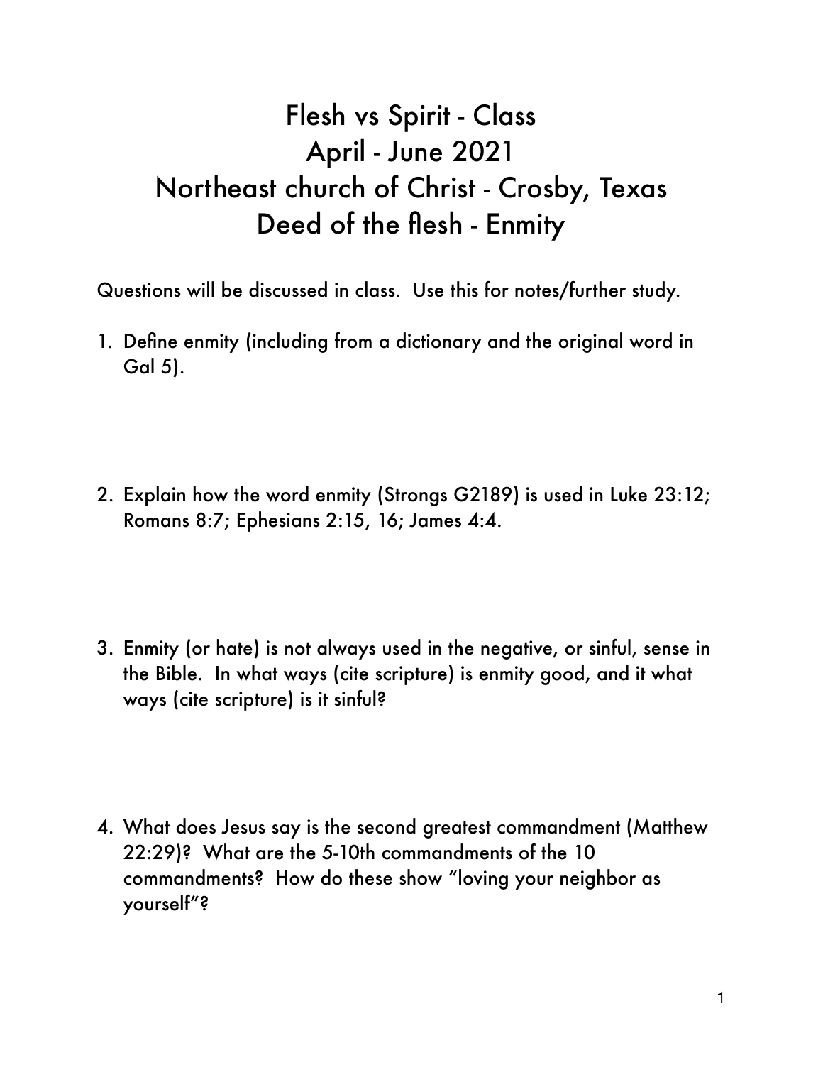# Flesh vs Spirit - Class
# April - June 2021
# Northeast church of Christ - Crosby, Texas
# Deed of the flesh - Enmity

Questions will be discussed in class. Use this for notes/further study.

1. Define enmity (including from a dictionary and the original word in Gal 5).

2. Explain how the word enmity (Strongs G2189) is used in Luke 23:12; Romans 8:7; Ephesians 2:15, 16; James 4:4.

3. Enmity (or hate) is not always used in the negative, or sinful, sense in the Bible. In what ways (cite scripture) is enmity good, and it what ways (cite scripture) is it sinful?

4. What does Jesus say is the second greatest commandment (Matthew 22:29)? What are the 5-10th commandments of the 10 commandments? How do these show "loving your neighbor as yourself"?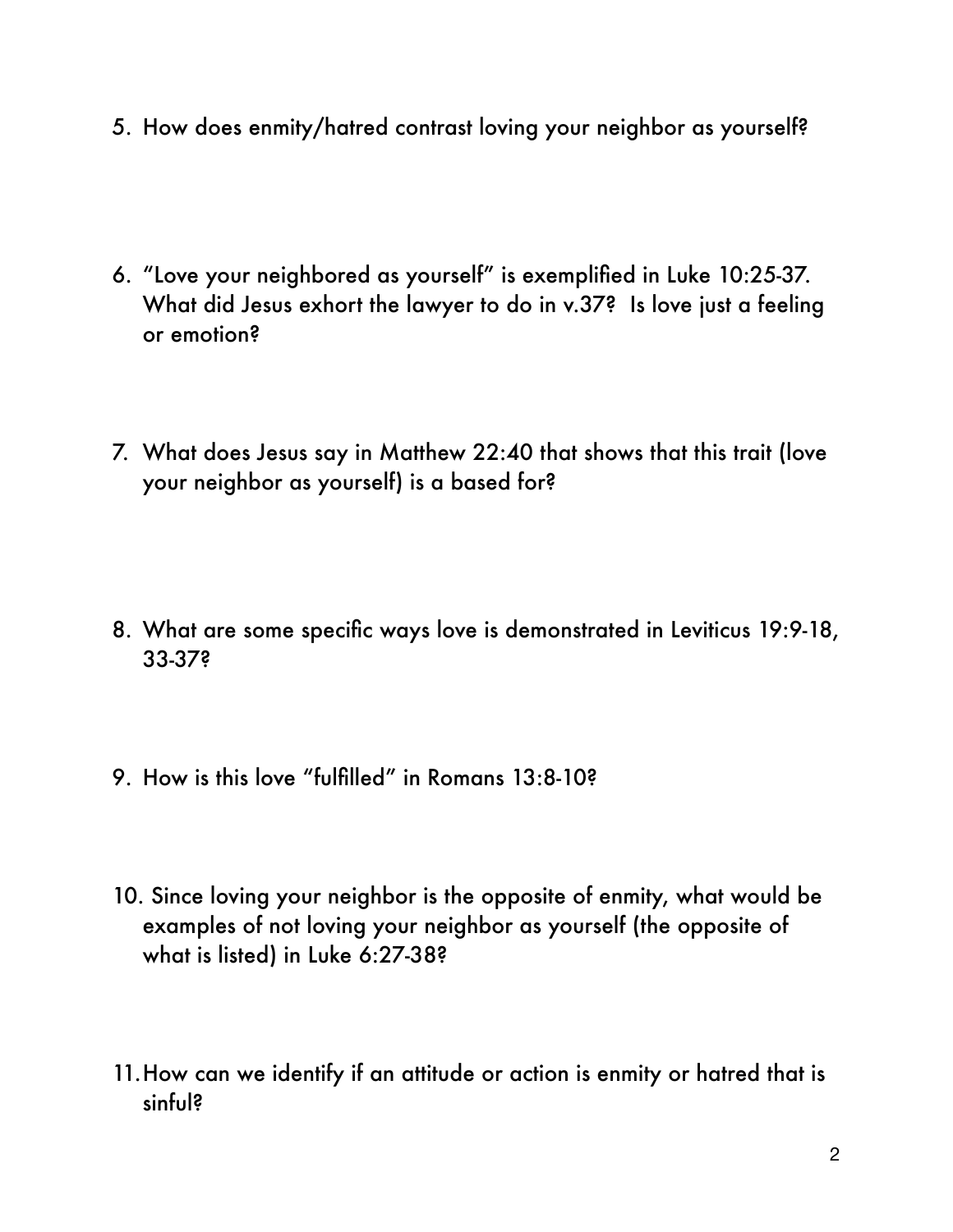5. How does enmity/hatred contrast loving your neighbor as yourself?

6. "Love your neighbored as yourself" is exemplified in Luke 10:25-37. What did Jesus exhort the lawyer to do in v.37? Is love just a feeling or emotion?

7. What does Jesus say in Matthew 22:40 that shows that this trait (love your neighbor as yourself) is a based for?

8. What are some specific ways love is demonstrated in Leviticus 19:9-18, 33-37?

9. How is this love "fulfilled" in Romans 13:8-10?

10. Since loving your neighbor is the opposite of enmity, what would be examples of not loving your neighbor as yourself (the opposite of what is listed) in Luke 6:27-38?

11. How can we identify if an attitude or action is enmity or hatred that is sinful?